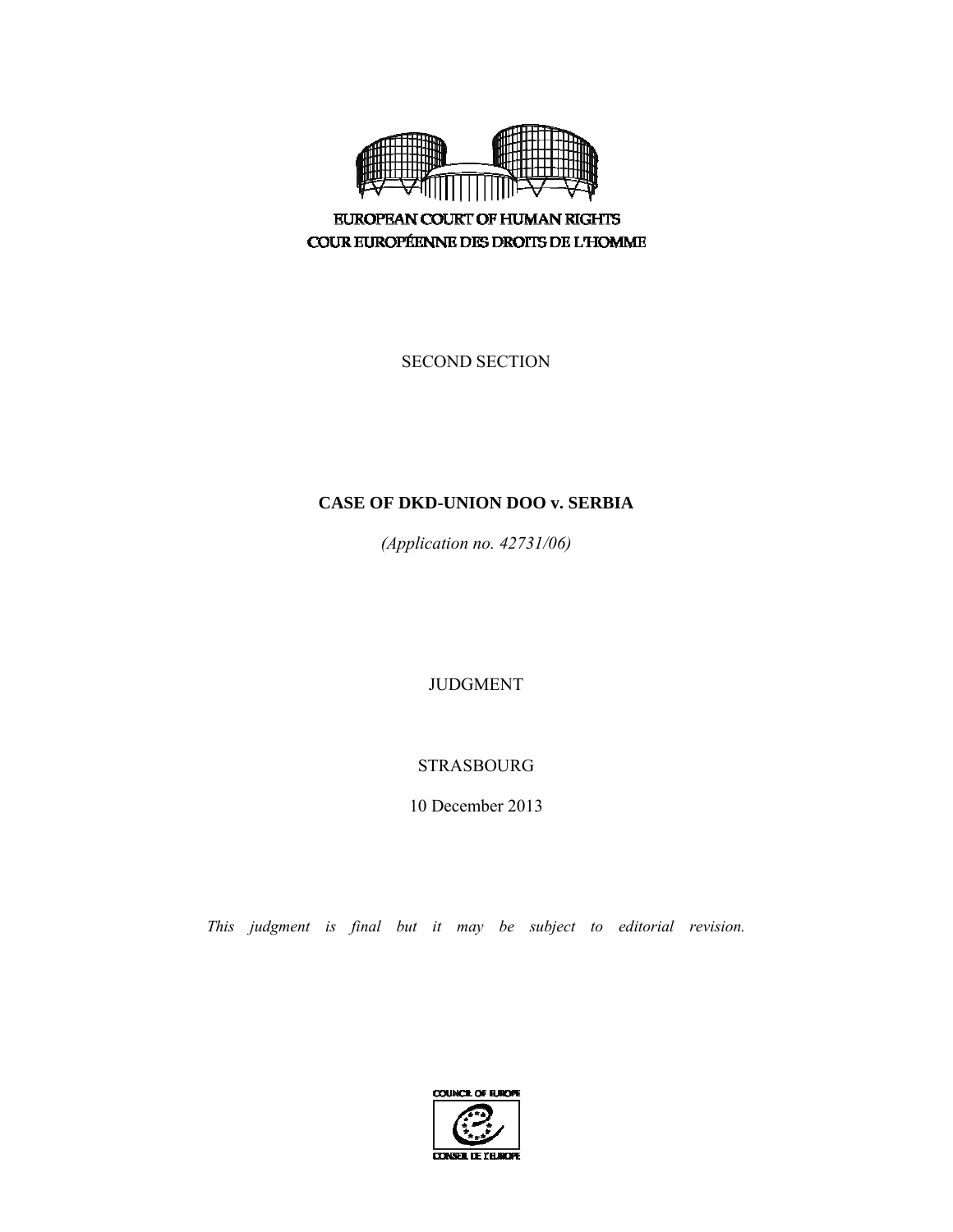EUROPEAN COURT OF HUMAN RIGHTS

COUR EUROPÉENNE DES DROITS DE L'HOMME

SECOND SECTION

**CASE OF DKD-UNION DOO v. SERBIA**

*(Application no. 42731/06)*

JUDGMENT

STRASBOURG

10 December 2013

*This judgment is final but it may be subject to editorial revision.*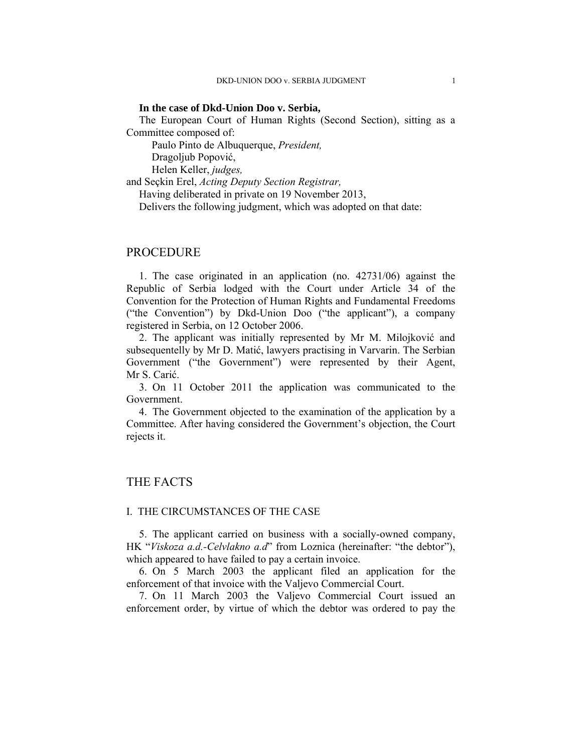**In the case of Dkd-Union Doo v. Serbia,**

The European Court of Human Rights (Second Section), sitting as a Committee composed of:

Paulo Pinto de Albuquerque, *President,*
Dragoljub Popović,
Helen Keller, *judges,*
and Seçkin Erel, *Acting Deputy Section Registrar,*

Having deliberated in private on 19 November 2013,

Delivers the following judgment, which was adopted on that date:

# PROCEDURE

1. The case originated in an application (no. 42731/06) against the Republic of Serbia lodged with the Court under Article 34 of the Convention for the Protection of Human Rights and Fundamental Freedoms ("the Convention") by Dkd-Union Doo ("the applicant"), a company registered in Serbia, on 12 October 2006.

2. The applicant was initially represented by Mr M. Milojković and subsequentelly by Mr D. Matić, lawyers practising in Varvarin. The Serbian Government ("the Government") were represented by their Agent, Mr S. Carić.

3. On 11 October 2011 the application was communicated to the Government.

4. The Government objected to the examination of the application by a Committee. After having considered the Government's objection, the Court rejects it.

# THE FACTS

## I. THE CIRCUMSTANCES OF THE CASE

5. The applicant carried on business with a socially-owned company, HK "*Viskoza a.d.-Celvlakno a.d*" from Loznica (hereinafter: "the debtor"), which appeared to have failed to pay a certain invoice.

6. On 5 March 2003 the applicant filed an application for the enforcement of that invoice with the Valjevo Commercial Court.

7. On 11 March 2003 the Valjevo Commercial Court issued an enforcement order, by virtue of which the debtor was ordered to pay the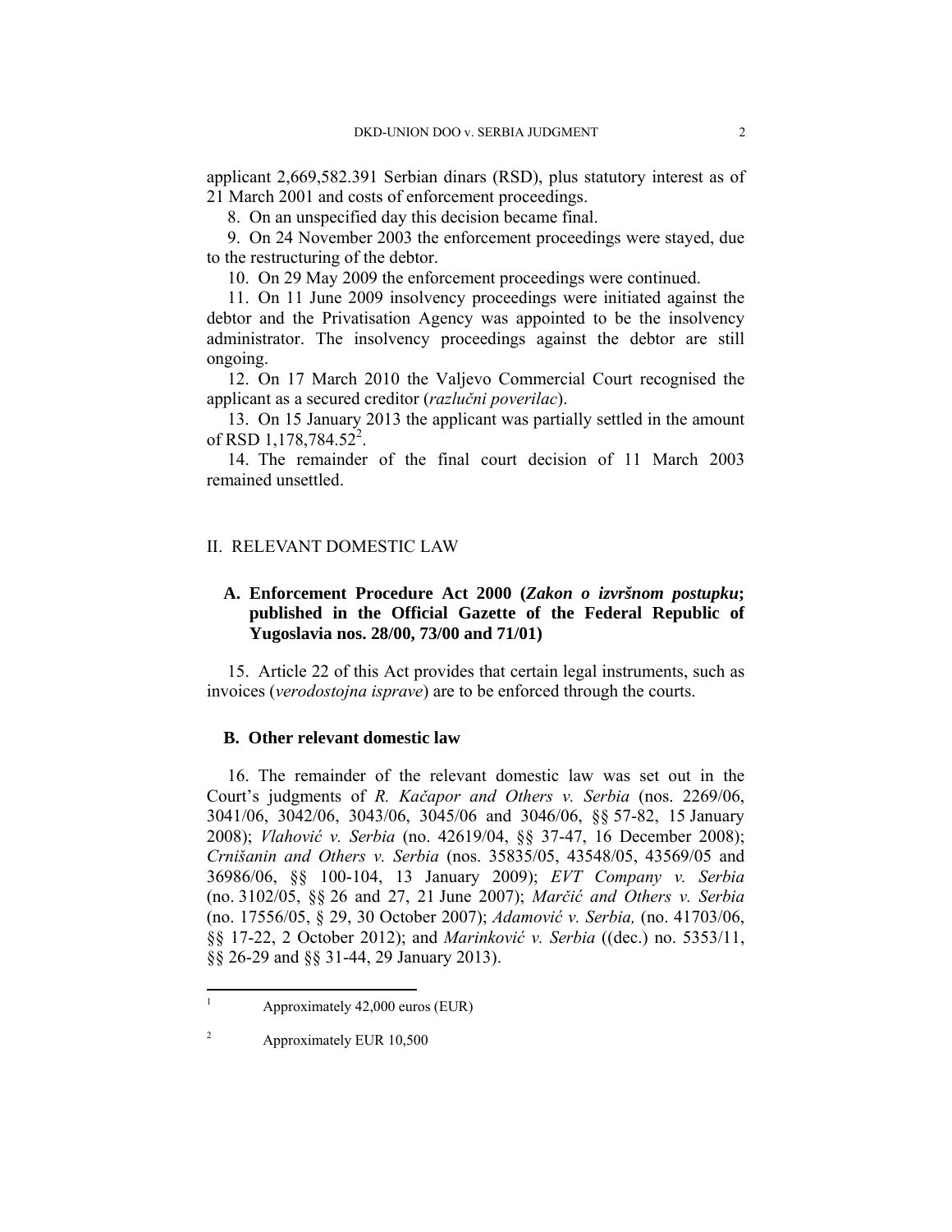applicant 2,669,582.391 Serbian dinars (RSD), plus statutory interest as of 21 March 2001 and costs of enforcement proceedings.

8. On an unspecified day this decision became final.

9. On 24 November 2003 the enforcement proceedings were stayed, due to the restructuring of the debtor.

10. On 29 May 2009 the enforcement proceedings were continued.

11. On 11 June 2009 insolvency proceedings were initiated against the debtor and the Privatisation Agency was appointed to be the insolvency administrator. The insolvency proceedings against the debtor are still ongoing.

12. On 17 March 2010 the Valjevo Commercial Court recognised the applicant as a secured creditor (*razlučni poverilac*).

13. On 15 January 2013 the applicant was partially settled in the amount of RSD 1,178,784.52[2].

14. The remainder of the final court decision of 11 March 2003 remained unsettled.

## II. RELEVANT DOMESTIC LAW

### A. Enforcement Procedure Act 2000 (*Zakon o izvršnom postupku*; published in the Official Gazette of the Federal Republic of Yugoslavia nos. 28/00, 73/00 and 71/01)

15. Article 22 of this Act provides that certain legal instruments, such as invoices (*verodostojna isprave*) are to be enforced through the courts.

### B. Other relevant domestic law

16. The remainder of the relevant domestic law was set out in the Court's judgments of *R. Kačapor and Others v. Serbia* (nos. 2269/06, 3041/06, 3042/06, 3043/06, 3045/06 and 3046/06, §§ 57-82, 15 January 2008); *Vlahović v. Serbia* (no. 42619/04, §§ 37-47, 16 December 2008); *Crnišanin and Others v. Serbia* (nos. 35835/05, 43548/05, 43569/05 and 36986/06, §§ 100-104, 13 January 2009); *EVT Company v. Serbia* (no. 3102/05, §§ 26 and 27, 21 June 2007); *Marčić and Others v. Serbia* (no. 17556/05, § 29, 30 October 2007); *Adamović v. Serbia,* (no. 41703/06, §§ 17-22, 2 October 2012); and *Marinković v. Serbia* ((dec.) no. 5353/11, §§ 26-29 and §§ 31-44, 29 January 2013).

---

[1] Approximately 42,000 euros (EUR)

[2] Approximately EUR 10,500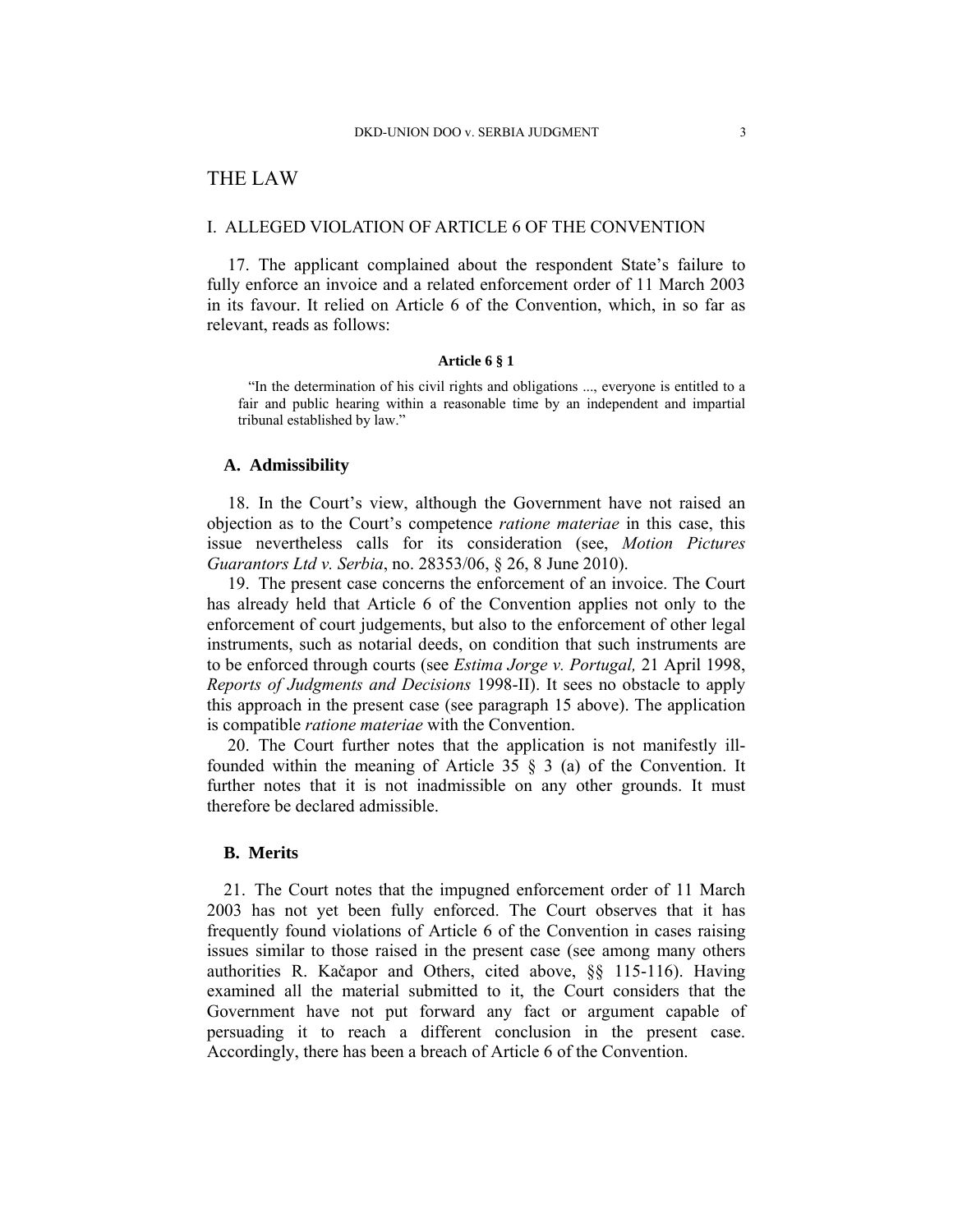# THE LAW

## I. ALLEGED VIOLATION OF ARTICLE 6 OF THE CONVENTION

17. The applicant complained about the respondent State's failure to fully enforce an invoice and a related enforcement order of 11 March 2003 in its favour. It relied on Article 6 of the Convention, which, in so far as relevant, reads as follows:

**Article 6 § 1**

> "In the determination of his civil rights and obligations ..., everyone is entitled to a fair and public hearing within a reasonable time by an independent and impartial tribunal established by law."

### A. Admissibility

18. In the Court's view, although the Government have not raised an objection as to the Court's competence *ratione materiae* in this case, this issue nevertheless calls for its consideration (see, *Motion Pictures Guarantors Ltd v. Serbia*, no. 28353/06, § 26, 8 June 2010).

19. The present case concerns the enforcement of an invoice. The Court has already held that Article 6 of the Convention applies not only to the enforcement of court judgements, but also to the enforcement of other legal instruments, such as notarial deeds, on condition that such instruments are to be enforced through courts (see *Estima Jorge v. Portugal,* 21 April 1998, *Reports of Judgments and Decisions* 1998-II). It sees no obstacle to apply this approach in the present case (see paragraph 15 above). The application is compatible *ratione materiae* with the Convention.

20. The Court further notes that the application is not manifestly ill-founded within the meaning of Article 35 § 3 (a) of the Convention. It further notes that it is not inadmissible on any other grounds. It must therefore be declared admissible.

### B. Merits

21. The Court notes that the impugned enforcement order of 11 March 2003 has not yet been fully enforced. The Court observes that it has frequently found violations of Article 6 of the Convention in cases raising issues similar to those raised in the present case (see among many others authorities R. Kačapor and Others, cited above, §§ 115-116). Having examined all the material submitted to it, the Court considers that the Government have not put forward any fact or argument capable of persuading it to reach a different conclusion in the present case. Accordingly, there has been a breach of Article 6 of the Convention.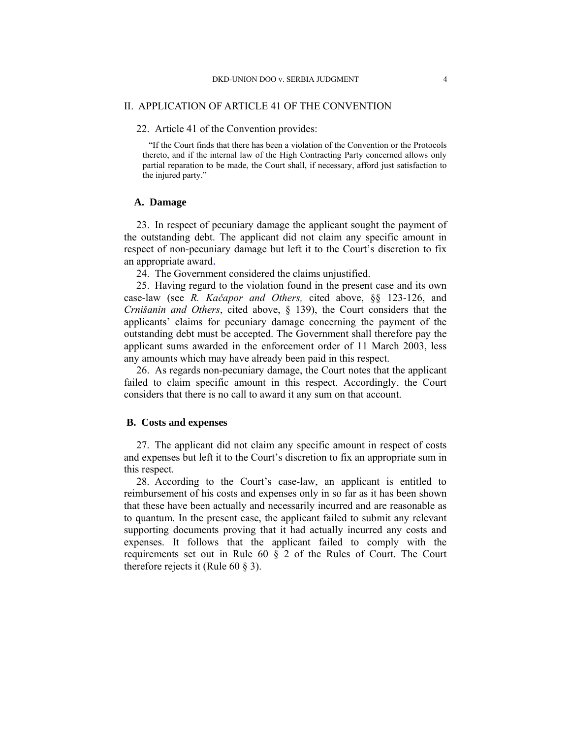## II. APPLICATION OF ARTICLE 41 OF THE CONVENTION

22. Article 41 of the Convention provides:

> "If the Court finds that there has been a violation of the Convention or the Protocols thereto, and if the internal law of the High Contracting Party concerned allows only partial reparation to be made, the Court shall, if necessary, afford just satisfaction to the injured party."

### A. Damage

23. In respect of pecuniary damage the applicant sought the payment of the outstanding debt. The applicant did not claim any specific amount in respect of non-pecuniary damage but left it to the Court's discretion to fix an appropriate award.

24. The Government considered the claims unjustified.

25. Having regard to the violation found in the present case and its own case-law (see *R. Kačapor and Others,* cited above, §§ 123-126, and *Crnišanin and Others*, cited above, § 139), the Court considers that the applicants' claims for pecuniary damage concerning the payment of the outstanding debt must be accepted. The Government shall therefore pay the applicant sums awarded in the enforcement order of 11 March 2003, less any amounts which may have already been paid in this respect.

26. As regards non-pecuniary damage, the Court notes that the applicant failed to claim specific amount in this respect. Accordingly, the Court considers that there is no call to award it any sum on that account.

### B. Costs and expenses

27. The applicant did not claim any specific amount in respect of costs and expenses but left it to the Court's discretion to fix an appropriate sum in this respect.

28. According to the Court's case-law, an applicant is entitled to reimbursement of his costs and expenses only in so far as it has been shown that these have been actually and necessarily incurred and are reasonable as to quantum. In the present case, the applicant failed to submit any relevant supporting documents proving that it had actually incurred any costs and expenses. It follows that the applicant failed to comply with the requirements set out in Rule 60 § 2 of the Rules of Court. The Court therefore rejects it (Rule 60 § 3).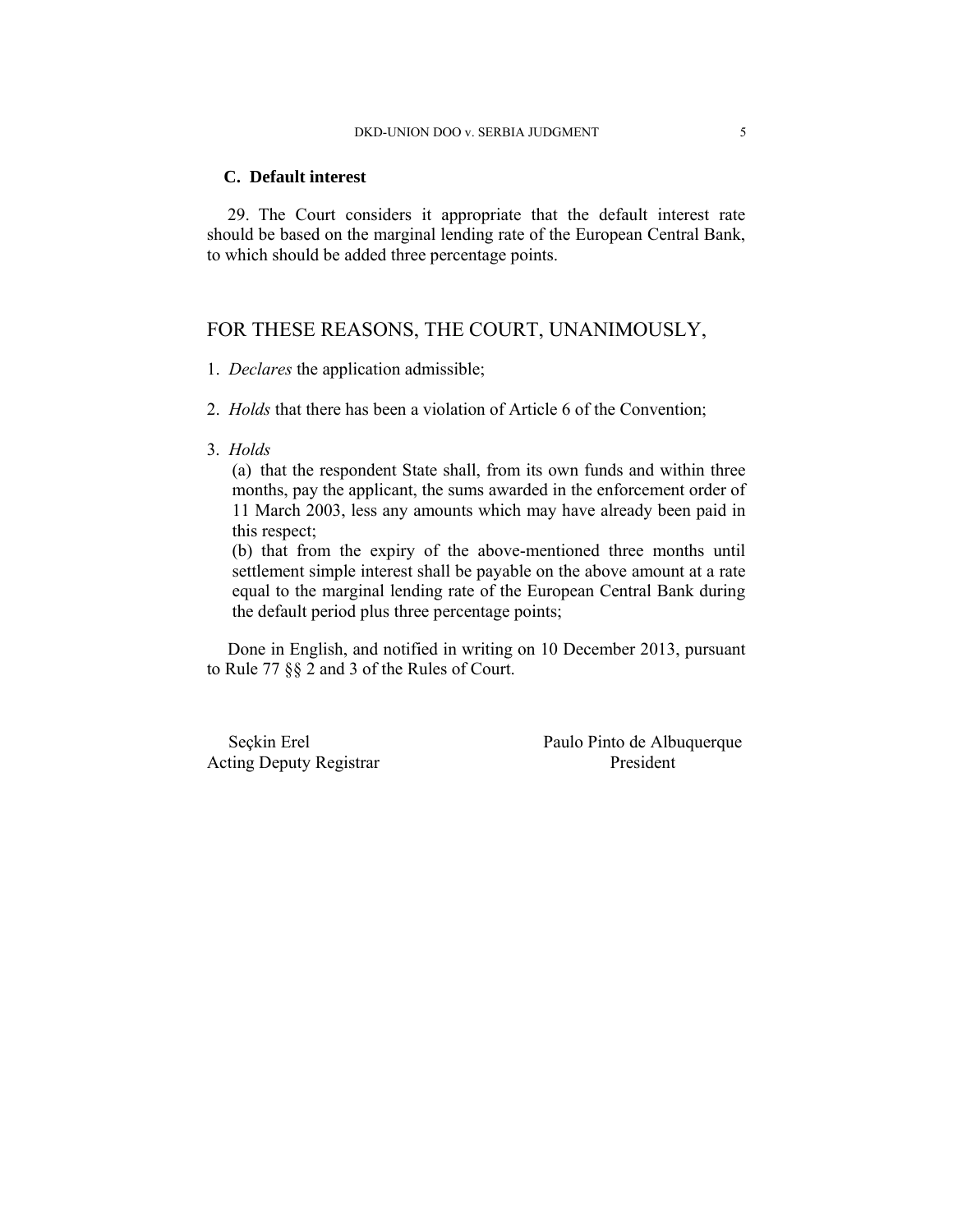### C. Default interest

29. The Court considers it appropriate that the default interest rate should be based on the marginal lending rate of the European Central Bank, to which should be added three percentage points.

## FOR THESE REASONS, THE COURT, UNANIMOUSLY,

1. *Declares* the application admissible;

2. *Holds* that there has been a violation of Article 6 of the Convention;

3. *Holds*

   (a) that the respondent State shall, from its own funds and within three months, pay the applicant, the sums awarded in the enforcement order of 11 March 2003, less any amounts which may have already been paid in this respect;

   (b) that from the expiry of the above-mentioned three months until settlement simple interest shall be payable on the above amount at a rate equal to the marginal lending rate of the European Central Bank during the default period plus three percentage points;

Done in English, and notified in writing on 10 December 2013, pursuant to Rule 77 §§ 2 and 3 of the Rules of Court.

Seçkin Erel
Acting Deputy Registrar

Paulo Pinto de Albuquerque
President